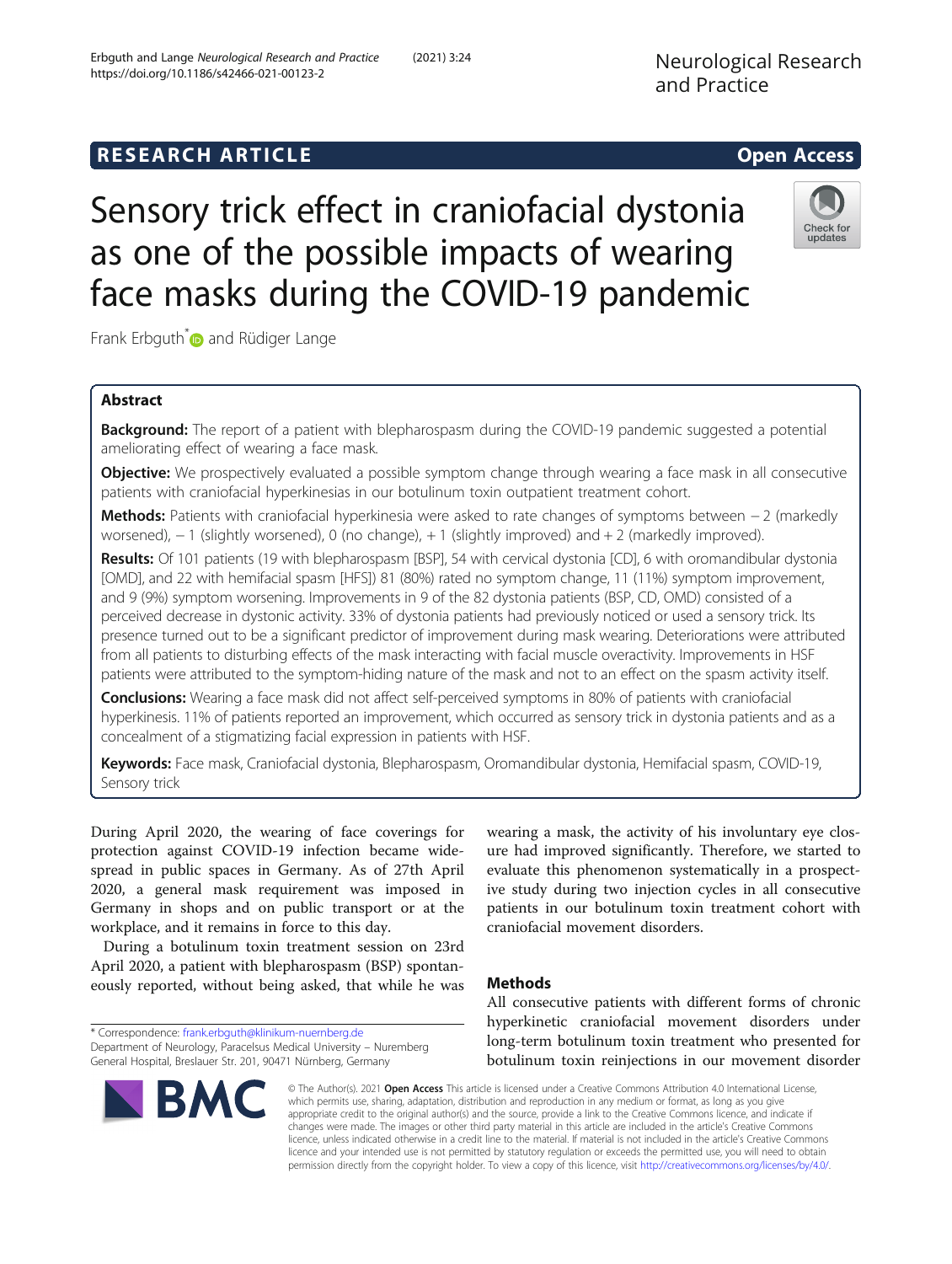RESEARCH ARTICLE

Open Access

# Sensory trick effect in craniofacial dystonia as one of the possible impacts of wearing face masks during the COVID-19 pandemic

Frank Erbguth* and Rüdiger Lange

## Abstract

**Background:** The report of a patient with blepharospasm during the COVID-19 pandemic suggested a potential ameliorating effect of wearing a face mask.

**Objective:** We prospectively evaluated a possible symptom change through wearing a face mask in all consecutive patients with craniofacial hyperkinesias in our botulinum toxin outpatient treatment cohort.

**Methods:** Patients with craniofacial hyperkinesia were asked to rate changes of symptoms between − 2 (markedly worsened), − 1 (slightly worsened), 0 (no change), + 1 (slightly improved) and + 2 (markedly improved).

**Results:** Of 101 patients (19 with blepharospasm [BSP], 54 with cervical dystonia [CD], 6 with oromandibular dystonia [OMD], and 22 with hemifacial spasm [HFS]) 81 (80%) rated no symptom change, 11 (11%) symptom improvement, and 9 (9%) symptom worsening. Improvements in 9 of the 82 dystonia patients (BSP, CD, OMD) consisted of a perceived decrease in dystonic activity. 33% of dystonia patients had previously noticed or used a sensory trick. Its presence turned out to be a significant predictor of improvement during mask wearing. Deteriorations were attributed from all patients to disturbing effects of the mask interacting with facial muscle overactivity. Improvements in HSF patients were attributed to the symptom-hiding nature of the mask and not to an effect on the spasm activity itself.

**Conclusions:** Wearing a face mask did not affect self-perceived symptoms in 80% of patients with craniofacial hyperkinesis. 11% of patients reported an improvement, which occurred as sensory trick in dystonia patients and as a concealment of a stigmatizing facial expression in patients with HSF.

**Keywords:** Face mask, Craniofacial dystonia, Blepharospasm, Oromandibular dystonia, Hemifacial spasm, COVID-19, Sensory trick

During April 2020, the wearing of face coverings for protection against COVID-19 infection became widespread in public spaces in Germany. As of 27th April 2020, a general mask requirement was imposed in Germany in shops and on public transport or at the workplace, and it remains in force to this day.

During a botulinum toxin treatment session on 23rd April 2020, a patient with blepharospasm (BSP) spontaneously reported, without being asked, that while he was wearing a mask, the activity of his involuntary eye closure had improved significantly. Therefore, we started to evaluate this phenomenon systematically in a prospective study during two injection cycles in all consecutive patients in our botulinum toxin treatment cohort with craniofacial movement disorders.

## Methods

All consecutive patients with different forms of chronic hyperkinetic craniofacial movement disorders under long-term botulinum toxin treatment who presented for botulinum toxin reinjections in our movement disorder

\* Correspondence: frank.erbguth@klinikum-nuernberg.de
Department of Neurology, Paracelsus Medical University – Nuremberg General Hospital, Breslauer Str. 201, 90471 Nürnberg, Germany

© The Author(s). 2021 **Open Access** This article is licensed under a Creative Commons Attribution 4.0 International License, which permits use, sharing, adaptation, distribution and reproduction in any medium or format, as long as you give appropriate credit to the original author(s) and the source, provide a link to the Creative Commons licence, and indicate if changes were made. The images or other third party material in this article are included in the article's Creative Commons licence, unless indicated otherwise in a credit line to the material. If material is not included in the article's Creative Commons licence and your intended use is not permitted by statutory regulation or exceeds the permitted use, you will need to obtain permission directly from the copyright holder. To view a copy of this licence, visit http://creativecommons.org/licenses/by/4.0/.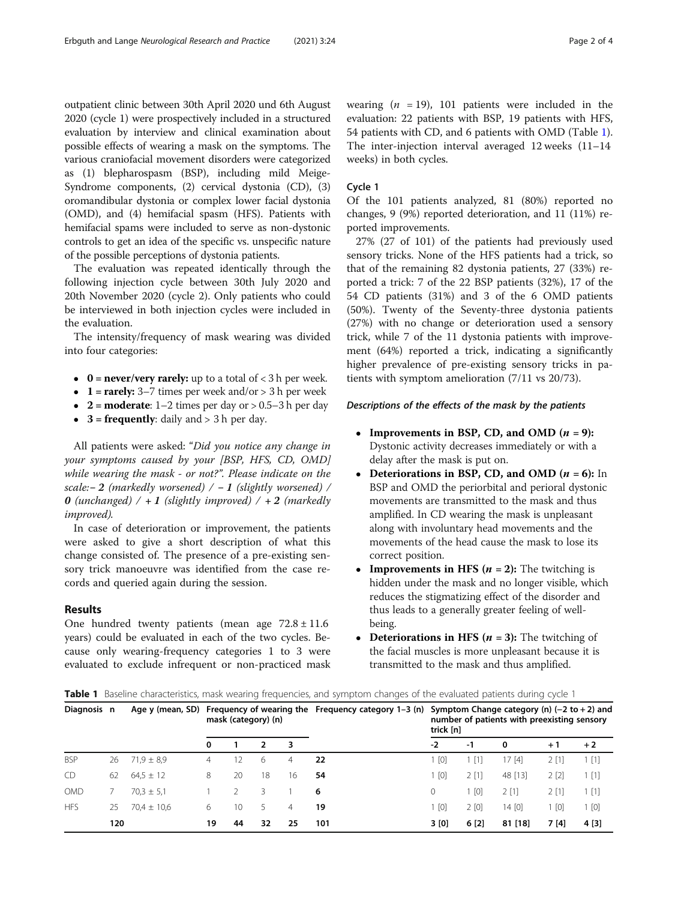outpatient clinic between 30th April 2020 und 6th August 2020 (cycle 1) were prospectively included in a structured evaluation by interview and clinical examination about possible effects of wearing a mask on the symptoms. The various craniofacial movement disorders were categorized as (1) blepharospasm (BSP), including mild Meige-Syndrome components, (2) cervical dystonia (CD), (3) oromandibular dystonia or complex lower facial dystonia (OMD), and (4) hemifacial spasm (HFS). Patients with hemifacial spams were included to serve as non-dystonic controls to get an idea of the specific vs. unspecific nature of the possible perceptions of dystonia patients.

The evaluation was repeated identically through the following injection cycle between 30th July 2020 and 20th November 2020 (cycle 2). Only patients who could be interviewed in both injection cycles were included in the evaluation.

The intensity/frequency of mask wearing was divided into four categories:

- **0 = never/very rarely:** up to a total of < 3 h per week.
- **1 = rarely:** 3–7 times per week and/or > 3 h per week
- **2 = moderate**: 1–2 times per day or > 0.5–3 h per day
- **3 = frequently**: daily and > 3 h per day.

All patients were asked: "*Did you notice any change in your symptoms caused by your [BSP, HFS, CD, OMD] while wearing the mask - or not?". Please indicate on the scale:*– ***2*** *(markedly worsened) /* – ***1*** *(slightly worsened) /* ***0*** *(unchanged) / +* ***1*** *(slightly improved) / +* ***2*** *(markedly improved).*

In case of deterioration or improvement, the patients were asked to give a short description of what this change consisted of. The presence of a pre-existing sensory trick manoeuvre was identified from the case records and queried again during the session.

## Results

One hundred twenty patients (mean age 72.8 ± 11.6 years) could be evaluated in each of the two cycles. Because only wearing-frequency categories 1 to 3 were evaluated to exclude infrequent or non-practiced mask wearing (*n* = 19), 101 patients were included in the evaluation: 22 patients with BSP, 19 patients with HFS, 54 patients with CD, and 6 patients with OMD (Table 1). The inter-injection interval averaged 12 weeks (11–14 weeks) in both cycles.

### Cycle 1

Of the 101 patients analyzed, 81 (80%) reported no changes, 9 (9%) reported deterioration, and 11 (11%) reported improvements.

27% (27 of 101) of the patients had previously used sensory tricks. None of the HFS patients had a trick, so that of the remaining 82 dystonia patients, 27 (33%) reported a trick: 7 of the 22 BSP patients (32%), 17 of the 54 CD patients (31%) and 3 of the 6 OMD patients (50%). Twenty of the Seventy-three dystonia patients (27%) with no change or deterioration used a sensory trick, while 7 of the 11 dystonia patients with improvement (64%) reported a trick, indicating a significantly higher prevalence of pre-existing sensory tricks in patients with symptom amelioration (7/11 vs 20/73).

#### *Descriptions of the effects of the mask by the patients*

- **Improvements in BSP, CD, and OMD (*n* = 9):** Dystonic activity decreases immediately or with a delay after the mask is put on.
- **Deteriorations in BSP, CD, and OMD (*n* = 6):** In BSP and OMD the periorbital and perioral dystonic movements are transmitted to the mask and thus amplified. In CD wearing the mask is unpleasant along with involuntary head movements and the movements of the head cause the mask to lose its correct position.
- **Improvements in HFS (*n* = 2):** The twitching is hidden under the mask and no longer visible, which reduces the stigmatizing effect of the disorder and thus leads to a generally greater feeling of well-being.
- **Deteriorations in HFS (*n* = 3):** The twitching of the facial muscles is more unpleasant because it is transmitted to the mask and thus amplified.

**Table 1** Baseline characteristics, mask wearing frequencies, and symptom changes of the evaluated patients during cycle 1

| Diagnosis | n | Age y (mean, SD) | Frequency of wearing the mask (category) (n) | | | | Frequency category 1–3 (n) | Symptom Change category (n) (−2 to + 2) and number of patients with preexisting sensory trick [n] | | | | |
|---|---|---|---|---|---|---|---|---|---|---|---|---|
| | | | 0 | 1 | 2 | 3 | | -2 | -1 | 0 | +1 | +2 |
| BSP | 26 | 71,9 ± 8,9 | 4 | 12 | 6 | 4 | **22** | 1 [0] | 1 [1] | 17 [4] | 2 [1] | 1 [1] |
| CD | 62 | 64,5 ± 12 | 8 | 20 | 18 | 16 | **54** | 1 [0] | 2 [1] | 48 [13] | 2 [2] | 1 [1] |
| OMD | 7 | 70,3 ± 5,1 | 1 | 2 | 3 | 1 | **6** | 0 | 1 [0] | 2 [1] | 2 [1] | 1 [1] |
| HFS | 25 | 70,4 ± 10,6 | 6 | 10 | 5 | 4 | **19** | 1 [0] | 2 [0] | 14 [0] | 1 [0] | 1 [0] |
| | **120** | | **19** | **44** | **32** | **25** | **101** | **3 [0]** | **6 [2]** | **81 [18]** | **7 [4]** | **4 [3]** |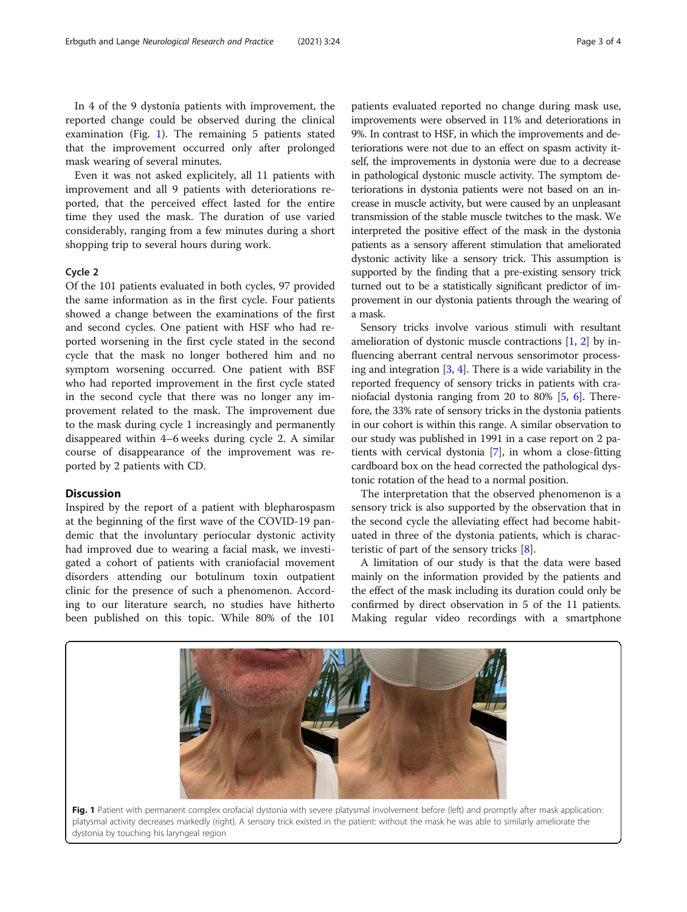In 4 of the 9 dystonia patients with improvement, the reported change could be observed during the clinical examination (Fig. 1). The remaining 5 patients stated that the improvement occurred only after prolonged mask wearing of several minutes.

Even it was not asked explicitely, all 11 patients with improvement and all 9 patients with deteriorations reported, that the perceived effect lasted for the entire time they used the mask. The duration of use varied considerably, ranging from a few minutes during a short shopping trip to several hours during work.

### Cycle 2

Of the 101 patients evaluated in both cycles, 97 provided the same information as in the first cycle. Four patients showed a change between the examinations of the first and second cycles. One patient with HSF who had reported worsening in the first cycle stated in the second cycle that the mask no longer bothered him and no symptom worsening occurred. One patient with BSF who had reported improvement in the first cycle stated in the second cycle that there was no longer any improvement related to the mask. The improvement due to the mask during cycle 1 increasingly and permanently disappeared within 4–6 weeks during cycle 2. A similar course of disappearance of the improvement was reported by 2 patients with CD.

## Discussion

Inspired by the report of a patient with blepharospasm at the beginning of the first wave of the COVID-19 pandemic that the involuntary periocular dystonic activity had improved due to wearing a facial mask, we investigated a cohort of patients with craniofacial movement disorders attending our botulinum toxin outpatient clinic for the presence of such a phenomenon. According to our literature search, no studies have hitherto been published on this topic. While 80% of the 101 patients evaluated reported no change during mask use, improvements were observed in 11% and deteriorations in 9%. In contrast to HSF, in which the improvements and deteriorations were not due to an effect on spasm activity itself, the improvements in dystonia were due to a decrease in pathological dystonic muscle activity. The symptom deteriorations in dystonia patients were not based on an increase in muscle activity, but were caused by an unpleasant transmission of the stable muscle twitches to the mask. We interpreted the positive effect of the mask in the dystonia patients as a sensory afferent stimulation that ameliorated dystonic activity like a sensory trick. This assumption is supported by the finding that a pre-existing sensory trick turned out to be a statistically significant predictor of improvement in our dystonia patients through the wearing of a mask.

Sensory tricks involve various stimuli with resultant amelioration of dystonic muscle contractions [1, 2] by influencing aberrant central nervous sensorimotor processing and integration [3, 4]. There is a wide variability in the reported frequency of sensory tricks in patients with craniofacial dystonia ranging from 20 to 80% [5, 6]. Therefore, the 33% rate of sensory tricks in the dystonia patients in our cohort is within this range. A similar observation to our study was published in 1991 in a case report on 2 patients with cervical dystonia [7], in whom a close-fitting cardboard box on the head corrected the pathological dystonic rotation of the head to a normal position.

The interpretation that the observed phenomenon is a sensory trick is also supported by the observation that in the second cycle the alleviating effect had become habituated in three of the dystonia patients, which is characteristic of part of the sensory tricks [8].

A limitation of our study is that the data were based mainly on the information provided by the patients and the effect of the mask including its duration could only be confirmed by direct observation in 5 of the 11 patients. Making regular video recordings with a smartphone

**Fig. 1** Patient with permanent complex orofacial dystonia with severe platysmal involvement before (left) and promptly after mask application: platysmal activity decreases markedly (right). A sensory trick existed in the patient: without the mask he was able to similarly ameliorate the dystonia by touching his laryngeal region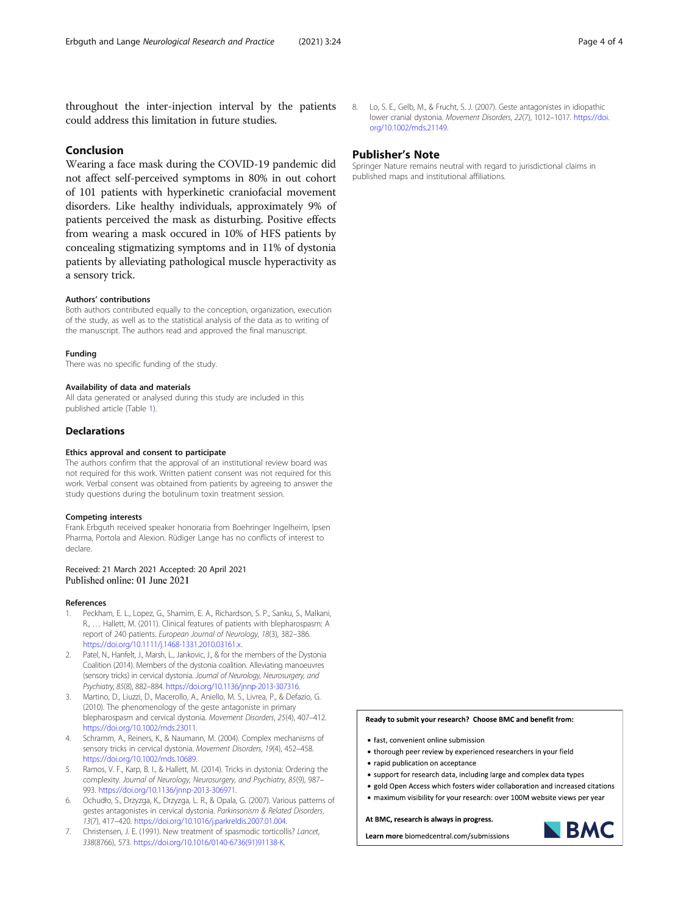throughout the inter-injection interval by the patients could address this limitation in future studies.

## Conclusion

Wearing a face mask during the COVID-19 pandemic did not affect self-perceived symptoms in 80% in out cohort of 101 patients with hyperkinetic craniofacial movement disorders. Like healthy individuals, approximately 9% of patients perceived the mask as disturbing. Positive effects from wearing a mask occured in 10% of HFS patients by concealing stigmatizing symptoms and in 11% of dystonia patients by alleviating pathological muscle hyperactivity as a sensory trick.

### Authors' contributions

Both authors contributed equally to the conception, organization, execution of the study, as well as to the statistical analysis of the data as to writing of the manuscript. The authors read and approved the final manuscript.

### Funding

There was no specific funding of the study.

### Availability of data and materials

All data generated or analysed during this study are included in this published article (Table 1).

## Declarations

### Ethics approval and consent to participate

The authors confirm that the approval of an institutional review board was not required for this work. Written patient consent was not required for this work. Verbal consent was obtained from patients by agreeing to answer the study questions during the botulinum toxin treatment session.

### Competing interests

Frank Erbguth received speaker honoraria from Boehringer Ingelheim, Ipsen Pharma, Portola and Alexion. Rüdiger Lange has no conflicts of interest to declare.

Received: 21 March 2021 Accepted: 20 April 2021
Published online: 01 June 2021

### References

1. Peckham, E. L., Lopez, G., Shamim, E. A., Richardson, S. P., Sanku, S., Malkani, R., … Hallett, M. (2011). Clinical features of patients with blepharospasm: A report of 240 patients. *European Journal of Neurology*, *18*(3), 382–386. https://doi.org/10.1111/j.1468-1331.2010.03161.x.
2. Patel, N., Hanfelt, J., Marsh, L., Jankovic, J., & for the members of the Dystonia Coalition (2014). Members of the dystonia coalition. Alleviating manoeuvres (sensory tricks) in cervical dystonia. *Journal of Neurology, Neurosurgery, and Psychiatry*, *85*(8), 882–884. https://doi.org/10.1136/jnnp-2013-307316.
3. Martino, D., Liuzzi, D., Macerollo, A., Aniello, M. S., Livrea, P., & Defazio, G. (2010). The phenomenology of the geste antagoniste in primary blepharospasm and cervical dystonia. *Movement Disorders*, *25*(4), 407–412. https://doi.org/10.1002/mds.23011.
4. Schramm, A., Reiners, K., & Naumann, M. (2004). Complex mechanisms of sensory tricks in cervical dystonia. *Movement Disorders*, *19*(4), 452–458. https://doi.org/10.1002/mds.10689.
5. Ramos, V. F., Karp, B. I., & Hallett, M. (2014). Tricks in dystonia: Ordering the complexity. *Journal of Neurology, Neurosurgery, and Psychiatry*, *85*(9), 987–993. https://doi.org/10.1136/jnnp-2013-306971.
6. Ochudło, S., Drzyzga, K., Drzyzga, L. R., & Opala, G. (2007). Various patterns of gestes antagonistes in cervical dystonia. *Parkinsonism & Related Disorders*, *13*(7), 417–420. https://doi.org/10.1016/j.parkreldis.2007.01.004.
7. Christensen, J. E. (1991). New treatment of spasmodic torticollis? *Lancet*, *338*(8766), 573. https://doi.org/10.1016/0140-6736(91)91138-K.
8. Lo, S. E., Gelb, M., & Frucht, S. J. (2007). Geste antagonistes in idiopathic lower cranial dystonia. *Movement Disorders*, *22*(7), 1012–1017. https://doi.org/10.1002/mds.21149.

## Publisher's Note

Springer Nature remains neutral with regard to jurisdictional claims in published maps and institutional affiliations.

Ready to submit your research? Choose BMC and benefit from:

- fast, convenient online submission
- thorough peer review by experienced researchers in your field
- rapid publication on acceptance
- support for research data, including large and complex data types
- gold Open Access which fosters wider collaboration and increased citations
- maximum visibility for your research: over 100M website views per year

At BMC, research is always in progress.

Learn more biomedcentral.com/submissions